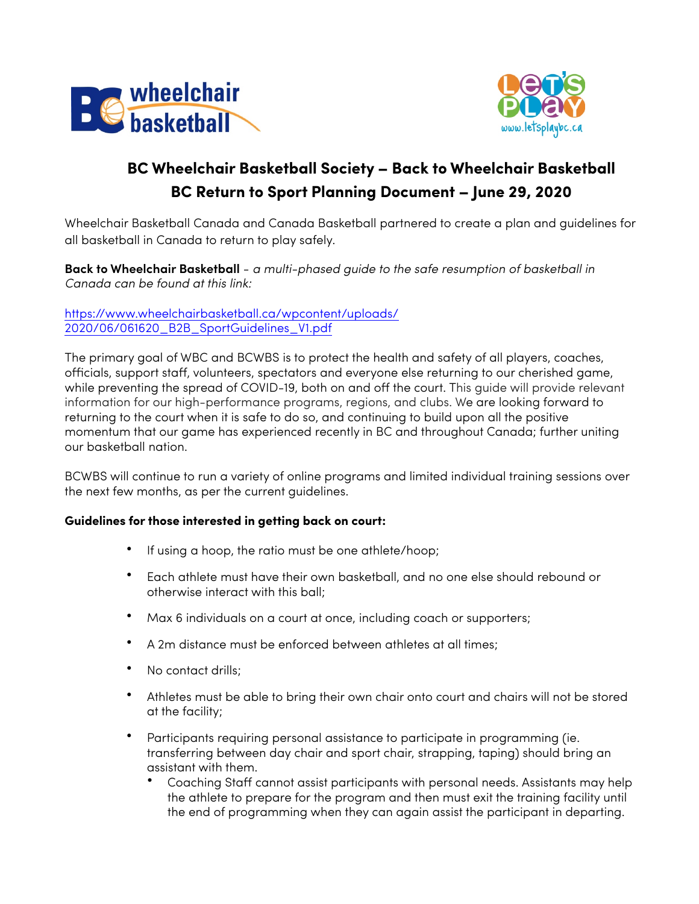# BC Wheelchair Basketball Society – Back to Wheelchair Basketball
## BC Return to Sport Planning Document – June 29, 2020

Wheelchair Basketball Canada and Canada Basketball partnered to create a plan and guidelines for all basketball in Canada to return to play safely.

**Back to Wheelchair Basketball** - *a multi-phased guide to the safe resumption of basketball in Canada can be found at this link:*

[https://www.wheelchairbasketball.ca/wpcontent/uploads/2020/06/061620_B2B_SportGuidelines_V1.pdf](https://www.wheelchairbasketball.ca/wpcontent/uploads/2020/06/061620_B2B_SportGuidelines_V1.pdf)

The primary goal of WBC and BCWBS is to protect the health and safety of all players, coaches, officials, support staff, volunteers, spectators and everyone else returning to our cherished game, while preventing the spread of COVID-19, both on and off the court. This guide will provide relevant information for our high-performance programs, regions, and clubs. We are looking forward to returning to the court when it is safe to do so, and continuing to build upon all the positive momentum that our game has experienced recently in BC and throughout Canada; further uniting our basketball nation.

BCWBS will continue to run a variety of online programs and limited individual training sessions over the next few months, as per the current guidelines.

**Guidelines for those interested in getting back on court:**

- If using a hoop, the ratio must be one athlete/hoop;
- Each athlete must have their own basketball, and no one else should rebound or otherwise interact with this ball;
- Max 6 individuals on a court at once, including coach or supporters;
- A 2m distance must be enforced between athletes at all times;
- No contact drills;
- Athletes must be able to bring their own chair onto court and chairs will not be stored at the facility;
- Participants requiring personal assistance to participate in programming (ie. transferring between day chair and sport chair, strapping, taping) should bring an assistant with them.
  - Coaching Staff cannot assist participants with personal needs. Assistants may help the athlete to prepare for the program and then must exit the training facility until the end of programming when they can again assist the participant in departing.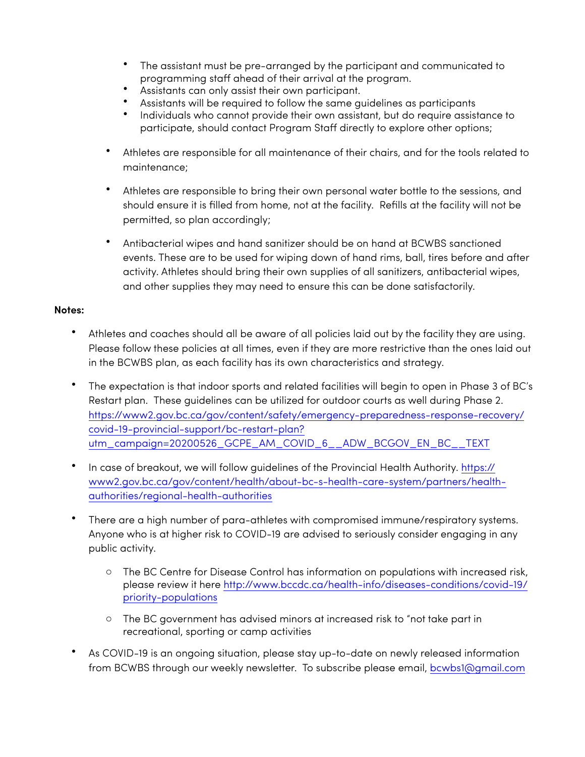- The assistant must be pre-arranged by the participant and communicated to programming staff ahead of their arrival at the program.
    - Assistants can only assist their own participant.
    - Assistants will be required to follow the same guidelines as participants
    - Individuals who cannot provide their own assistant, but do require assistance to participate, should contact Program Staff directly to explore other options;

- Athletes are responsible for all maintenance of their chairs, and for the tools related to maintenance;

- Athletes are responsible to bring their own personal water bottle to the sessions, and should ensure it is filled from home, not at the facility. Refills at the facility will not be permitted, so plan accordingly;

- Antibacterial wipes and hand sanitizer should be on hand at BCWBS sanctioned events. These are to be used for wiping down of hand rims, ball, tires before and after activity. Athletes should bring their own supplies of all sanitizers, antibacterial wipes, and other supplies they may need to ensure this can be done satisfactorily.

**Notes:**

- Athletes and coaches should all be aware of all policies laid out by the facility they are using. Please follow these policies at all times, even if they are more restrictive than the ones laid out in the BCWBS plan, as each facility has its own characteristics and strategy.

- The expectation is that indoor sports and related facilities will begin to open in Phase 3 of BC's Restart plan. These guidelines can be utilized for outdoor courts as well during Phase 2. https://www2.gov.bc.ca/gov/content/safety/emergency-preparedness-response-recovery/covid-19-provincial-support/bc-restart-plan?utm_campaign=20200526_GCPE_AM_COVID_6__ADW_BCGOV_EN_BC__TEXT

- In case of breakout, we will follow guidelines of the Provincial Health Authority. https://www2.gov.bc.ca/gov/content/health/about-bc-s-health-care-system/partners/health-authorities/regional-health-authorities

- There are a high number of para-athletes with compromised immune/respiratory systems. Anyone who is at higher risk to COVID-19 are advised to seriously consider engaging in any public activity.

    - The BC Centre for Disease Control has information on populations with increased risk, please review it here http://www.bccdc.ca/health-info/diseases-conditions/covid-19/priority-populations

    - The BC government has advised minors at increased risk to "not take part in recreational, sporting or camp activities

- As COVID-19 is an ongoing situation, please stay up-to-date on newly released information from BCWBS through our weekly newsletter. To subscribe please email, bcwbs1@gmail.com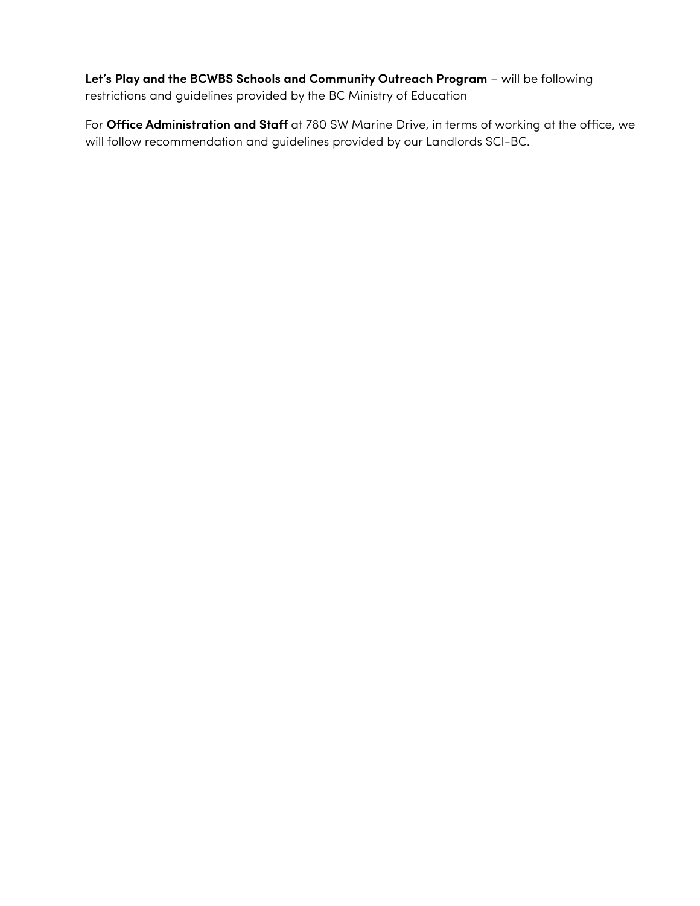**Let's Play and the BCWBS Schools and Community Outreach Program** – will be following restrictions and guidelines provided by the BC Ministry of Education

For **Office Administration and Staff** at 780 SW Marine Drive, in terms of working at the office, we will follow recommendation and guidelines provided by our Landlords SCI-BC.